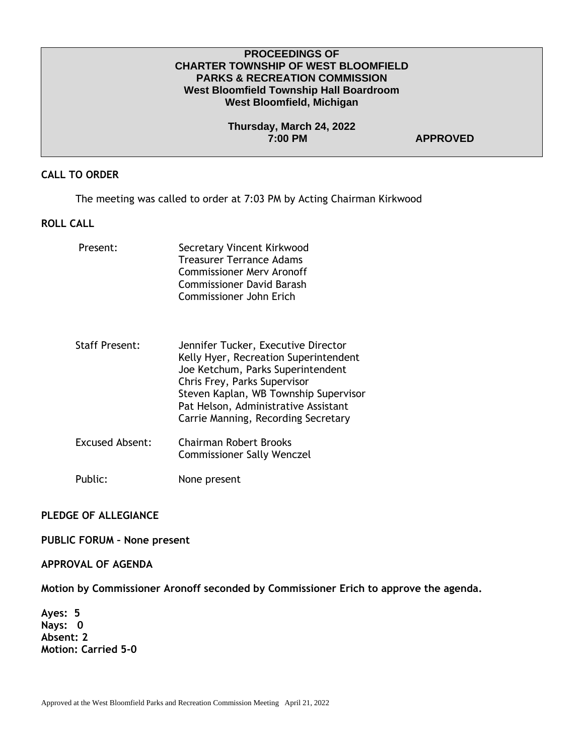# PROCEEDINGS OF
# CHARTER TOWNSHIP OF WEST BLOOMFIELD
# PARKS & RECREATION COMMISSION
## West Bloomfield Township Hall Boardroom
## West Bloomfield, Michigan

**Thursday, March 24, 2022**
**7:00 PM** **APPROVED**

**CALL TO ORDER**

The meeting was called to order at 7:03 PM by Acting Chairman Kirkwood

**ROLL CALL**

| | |
|---|---|
| Present: | Secretary Vincent Kirkwood<br>Treasurer Terrance Adams<br>Commissioner Merv Aronoff<br>Commissioner David Barash<br>Commissioner John Erich |
| Staff Present: | Jennifer Tucker, Executive Director<br>Kelly Hyer, Recreation Superintendent<br>Joe Ketchum, Parks Superintendent<br>Chris Frey, Parks Supervisor<br>Steven Kaplan, WB Township Supervisor<br>Pat Helson, Administrative Assistant<br>Carrie Manning, Recording Secretary |
| Excused Absent: | Chairman Robert Brooks<br>Commissioner Sally Wenczel |
| Public: | None present |

**PLEDGE OF ALLEGIANCE**

**PUBLIC FORUM – None present**

**APPROVAL OF AGENDA**

**Motion by Commissioner Aronoff seconded by Commissioner Erich to approve the agenda.**

**Ayes: 5**
**Nays: 0**
**Absent: 2**
**Motion: Carried 5-0**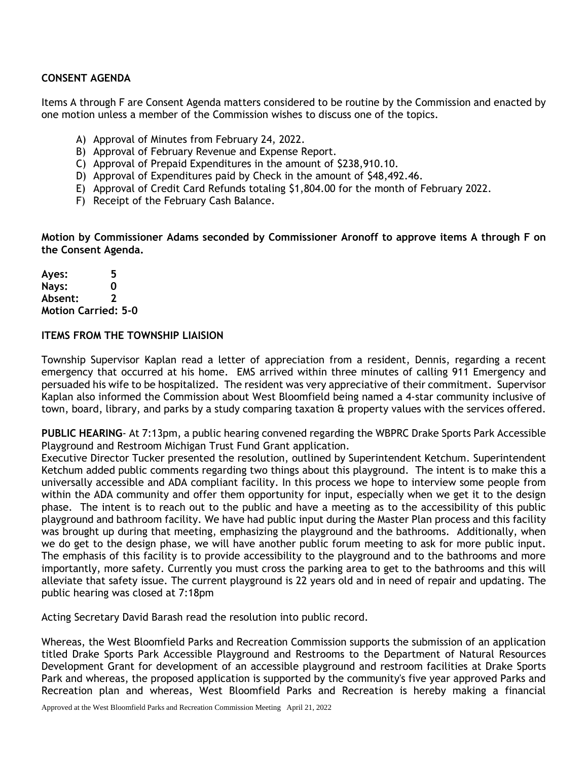## CONSENT AGENDA

Items A through F are Consent Agenda matters considered to be routine by the Commission and enacted by one motion unless a member of the Commission wishes to discuss one of the topics.

A) Approval of Minutes from February 24, 2022.
B) Approval of February Revenue and Expense Report.
C) Approval of Prepaid Expenditures in the amount of $238,910.10.
D) Approval of Expenditures paid by Check in the amount of $48,492.46.
E) Approval of Credit Card Refunds totaling $1,804.00 for the month of February 2022.
F) Receipt of the February Cash Balance.

**Motion by Commissioner Adams seconded by Commissioner Aronoff to approve items A through F on the Consent Agenda.**

**Ayes: 5**
**Nays: 0**
**Absent: 2**
**Motion Carried: 5-0**

## ITEMS FROM THE TOWNSHIP LIAISION

Township Supervisor Kaplan read a letter of appreciation from a resident, Dennis, regarding a recent emergency that occurred at his home. EMS arrived within three minutes of calling 911 Emergency and persuaded his wife to be hospitalized. The resident was very appreciative of their commitment. Supervisor Kaplan also informed the Commission about West Bloomfield being named a 4-star community inclusive of town, board, library, and parks by a study comparing taxation & property values with the services offered.

**PUBLIC HEARING**- At 7:13pm, a public hearing convened regarding the WBPRC Drake Sports Park Accessible Playground and Restroom Michigan Trust Fund Grant application.
Executive Director Tucker presented the resolution, outlined by Superintendent Ketchum. Superintendent Ketchum added public comments regarding two things about this playground. The intent is to make this a universally accessible and ADA compliant facility. In this process we hope to interview some people from within the ADA community and offer them opportunity for input, especially when we get it to the design phase. The intent is to reach out to the public and have a meeting as to the accessibility of this public playground and bathroom facility. We have had public input during the Master Plan process and this facility was brought up during that meeting, emphasizing the playground and the bathrooms. Additionally, when we do get to the design phase, we will have another public forum meeting to ask for more public input. The emphasis of this facility is to provide accessibility to the playground and to the bathrooms and more importantly, more safety. Currently you must cross the parking area to get to the bathrooms and this will alleviate that safety issue. The current playground is 22 years old and in need of repair and updating. The public hearing was closed at 7:18pm

Acting Secretary David Barash read the resolution into public record.

Whereas, the West Bloomfield Parks and Recreation Commission supports the submission of an application titled Drake Sports Park Accessible Playground and Restrooms to the Department of Natural Resources Development Grant for development of an accessible playground and restroom facilities at Drake Sports Park and whereas, the proposed application is supported by the community's five year approved Parks and Recreation plan and whereas, West Bloomfield Parks and Recreation is hereby making a financial

Approved at the West Bloomfield Parks and Recreation Commission Meeting April 21, 2022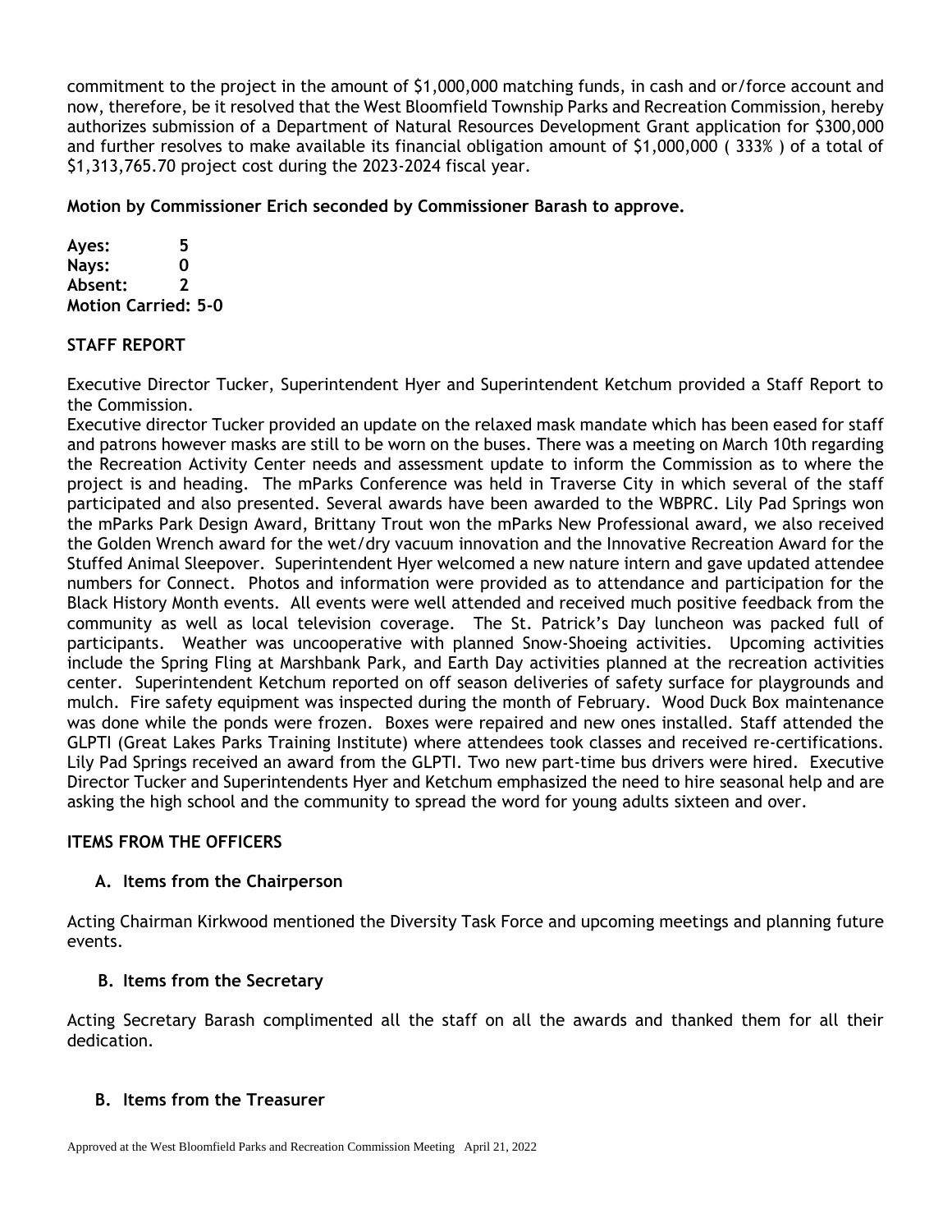commitment to the project in the amount of $1,000,000 matching funds, in cash and or/force account and now, therefore, be it resolved that the West Bloomfield Township Parks and Recreation Commission, hereby authorizes submission of a Department of Natural Resources Development Grant application for $300,000 and further resolves to make available its financial obligation amount of $1,000,000 ( 333% ) of a total of $1,313,765.70 project cost during the 2023-2024 fiscal year.

**Motion by Commissioner Erich seconded by Commissioner Barash to approve.**

**Ayes: 5**
**Nays: 0**
**Absent: 2**
**Motion Carried: 5-0**

**STAFF REPORT**

Executive Director Tucker, Superintendent Hyer and Superintendent Ketchum provided a Staff Report to the Commission.

Executive director Tucker provided an update on the relaxed mask mandate which has been eased for staff and patrons however masks are still to be worn on the buses. There was a meeting on March 10th regarding the Recreation Activity Center needs and assessment update to inform the Commission as to where the project is and heading. The mParks Conference was held in Traverse City in which several of the staff participated and also presented. Several awards have been awarded to the WBPRC. Lily Pad Springs won the mParks Park Design Award, Brittany Trout won the mParks New Professional award, we also received the Golden Wrench award for the wet/dry vacuum innovation and the Innovative Recreation Award for the Stuffed Animal Sleepover. Superintendent Hyer welcomed a new nature intern and gave updated attendee numbers for Connect. Photos and information were provided as to attendance and participation for the Black History Month events. All events were well attended and received much positive feedback from the community as well as local television coverage. The St. Patrick's Day luncheon was packed full of participants. Weather was uncooperative with planned Snow-Shoeing activities. Upcoming activities include the Spring Fling at Marshbank Park, and Earth Day activities planned at the recreation activities center. Superintendent Ketchum reported on off season deliveries of safety surface for playgrounds and mulch. Fire safety equipment was inspected during the month of February. Wood Duck Box maintenance was done while the ponds were frozen. Boxes were repaired and new ones installed. Staff attended the GLPTI (Great Lakes Parks Training Institute) where attendees took classes and received re-certifications. Lily Pad Springs received an award from the GLPTI. Two new part-time bus drivers were hired. Executive Director Tucker and Superintendents Hyer and Ketchum emphasized the need to hire seasonal help and are asking the high school and the community to spread the word for young adults sixteen and over.

**ITEMS FROM THE OFFICERS**

**A. Items from the Chairperson**

Acting Chairman Kirkwood mentioned the Diversity Task Force and upcoming meetings and planning future events.

**B. Items from the Secretary**

Acting Secretary Barash complimented all the staff on all the awards and thanked them for all their dedication.

**B. Items from the Treasurer**

Approved at the West Bloomfield Parks and Recreation Commission Meeting April 21, 2022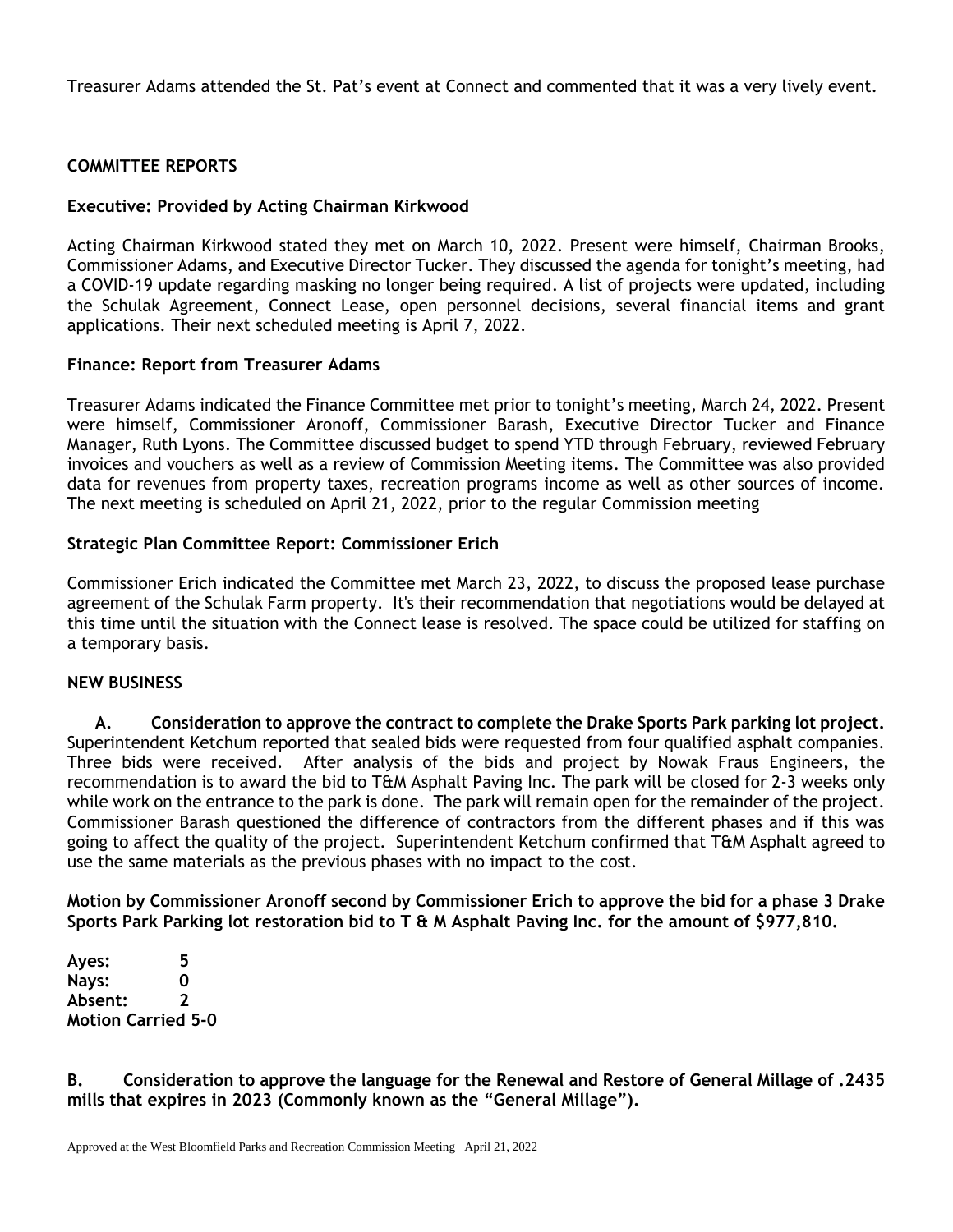Treasurer Adams attended the St. Pat's event at Connect and commented that it was a very lively event.

**COMMITTEE REPORTS**

**Executive: Provided by Acting Chairman Kirkwood**

Acting Chairman Kirkwood stated they met on March 10, 2022. Present were himself, Chairman Brooks, Commissioner Adams, and Executive Director Tucker. They discussed the agenda for tonight's meeting, had a COVID-19 update regarding masking no longer being required. A list of projects were updated, including the Schulak Agreement, Connect Lease, open personnel decisions, several financial items and grant applications. Their next scheduled meeting is April 7, 2022.

**Finance: Report from Treasurer Adams**

Treasurer Adams indicated the Finance Committee met prior to tonight's meeting, March 24, 2022. Present were himself, Commissioner Aronoff, Commissioner Barash, Executive Director Tucker and Finance Manager, Ruth Lyons. The Committee discussed budget to spend YTD through February, reviewed February invoices and vouchers as well as a review of Commission Meeting items. The Committee was also provided data for revenues from property taxes, recreation programs income as well as other sources of income. The next meeting is scheduled on April 21, 2022, prior to the regular Commission meeting

**Strategic Plan Committee Report: Commissioner Erich**

Commissioner Erich indicated the Committee met March 23, 2022, to discuss the proposed lease purchase agreement of the Schulak Farm property. It's their recommendation that negotiations would be delayed at this time until the situation with the Connect lease is resolved. The space could be utilized for staffing on a temporary basis.

**NEW BUSINESS**

**A. Consideration to approve the contract to complete the Drake Sports Park parking lot project.** Superintendent Ketchum reported that sealed bids were requested from four qualified asphalt companies. Three bids were received. After analysis of the bids and project by Nowak Fraus Engineers, the recommendation is to award the bid to T&M Asphalt Paving Inc. The park will be closed for 2-3 weeks only while work on the entrance to the park is done. The park will remain open for the remainder of the project. Commissioner Barash questioned the difference of contractors from the different phases and if this was going to affect the quality of the project. Superintendent Ketchum confirmed that T&M Asphalt agreed to use the same materials as the previous phases with no impact to the cost.

**Motion by Commissioner Aronoff second by Commissioner Erich to approve the bid for a phase 3 Drake Sports Park Parking lot restoration bid to T & M Asphalt Paving Inc. for the amount of $977,810.**

**Ayes: 5**
**Nays: 0**
**Absent: 2**
**Motion Carried 5-0**

**B. Consideration to approve the language for the Renewal and Restore of General Millage of .2435 mills that expires in 2023 (Commonly known as the "General Millage").**

Approved at the West Bloomfield Parks and Recreation Commission Meeting April 21, 2022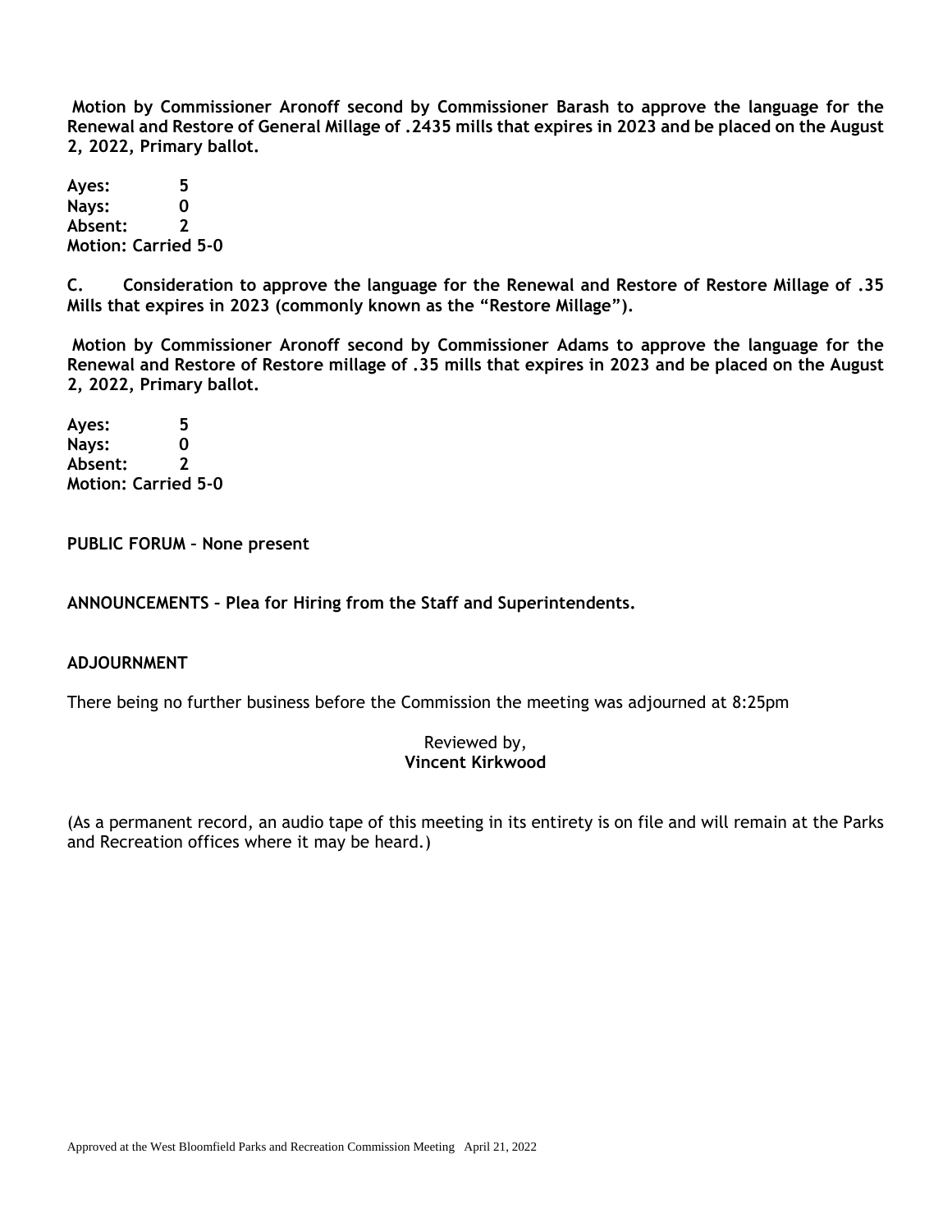**Motion by Commissioner Aronoff second by Commissioner Barash to approve the language for the Renewal and Restore of General Millage of .2435 mills that expires in 2023 and be placed on the August 2, 2022, Primary ballot.**

**Ayes: 5**
**Nays: 0**
**Absent: 2**
**Motion: Carried 5-0**

**C. Consideration to approve the language for the Renewal and Restore of Restore Millage of .35 Mills that expires in 2023 (commonly known as the "Restore Millage").**

**Motion by Commissioner Aronoff second by Commissioner Adams to approve the language for the Renewal and Restore of Restore millage of .35 mills that expires in 2023 and be placed on the August 2, 2022, Primary ballot.**

**Ayes: 5**
**Nays: 0**
**Absent: 2**
**Motion: Carried 5-0**

**PUBLIC FORUM – None present**

**ANNOUNCEMENTS – Plea for Hiring from the Staff and Superintendents.**

**ADJOURNMENT**

There being no further business before the Commission the meeting was adjourned at 8:25pm

Reviewed by,
**Vincent Kirkwood**

(As a permanent record, an audio tape of this meeting in its entirety is on file and will remain at the Parks and Recreation offices where it may be heard.)

Approved at the West Bloomfield Parks and Recreation Commission Meeting April 21, 2022